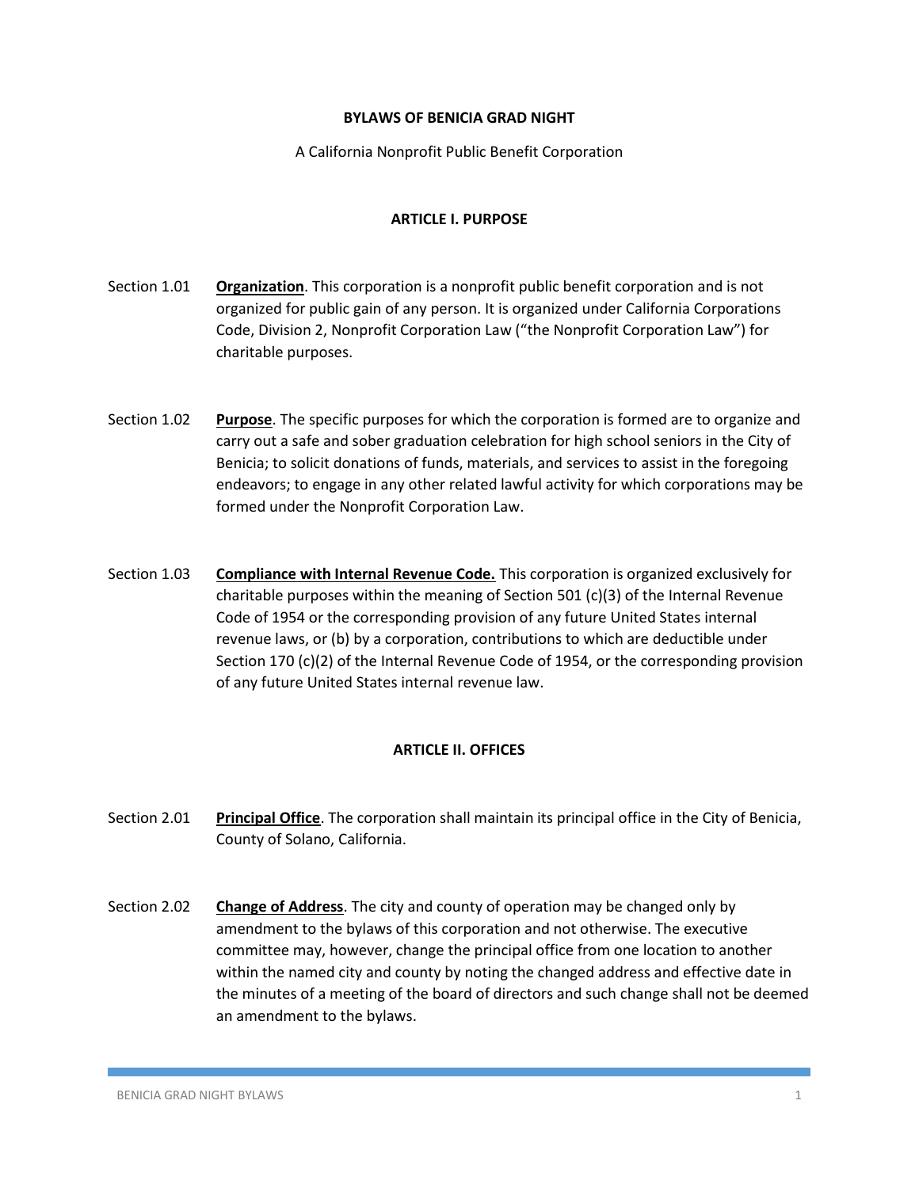**BYLAWS OF BENICIA GRAD NIGHT**

A California Nonprofit Public Benefit Corporation

## ARTICLE I. PURPOSE

Section 1.01 **Organization**. This corporation is a nonprofit public benefit corporation and is not organized for public gain of any person. It is organized under California Corporations Code, Division 2, Nonprofit Corporation Law ("the Nonprofit Corporation Law") for charitable purposes.

Section 1.02 **Purpose**. The specific purposes for which the corporation is formed are to organize and carry out a safe and sober graduation celebration for high school seniors in the City of Benicia; to solicit donations of funds, materials, and services to assist in the foregoing endeavors; to engage in any other related lawful activity for which corporations may be formed under the Nonprofit Corporation Law.

Section 1.03 **Compliance with Internal Revenue Code.** This corporation is organized exclusively for charitable purposes within the meaning of Section 501 (c)(3) of the Internal Revenue Code of 1954 or the corresponding provision of any future United States internal revenue laws, or (b) by a corporation, contributions to which are deductible under Section 170 (c)(2) of the Internal Revenue Code of 1954, or the corresponding provision of any future United States internal revenue law.

## ARTICLE II. OFFICES

Section 2.01 **Principal Office**. The corporation shall maintain its principal office in the City of Benicia, County of Solano, California.

Section 2.02 **Change of Address**. The city and county of operation may be changed only by amendment to the bylaws of this corporation and not otherwise. The executive committee may, however, change the principal office from one location to another within the named city and county by noting the changed address and effective date in the minutes of a meeting of the board of directors and such change shall not be deemed an amendment to the bylaws.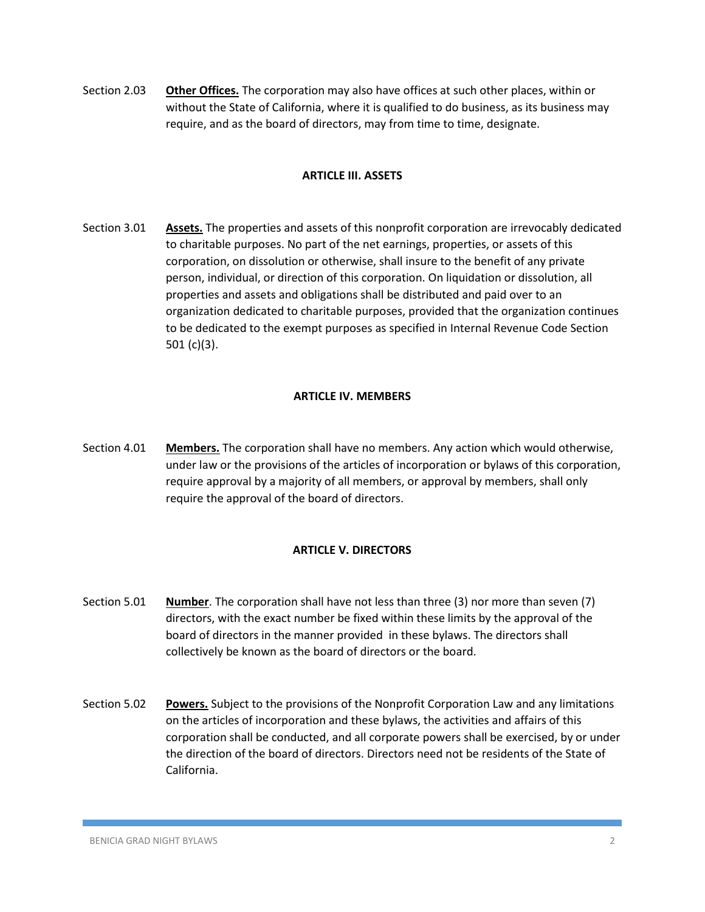Section 2.03 **Other Offices.** The corporation may also have offices at such other places, within or without the State of California, where it is qualified to do business, as its business may require, and as the board of directors, may from time to time, designate.

## ARTICLE III. ASSETS

Section 3.01 **Assets.** The properties and assets of this nonprofit corporation are irrevocably dedicated to charitable purposes. No part of the net earnings, properties, or assets of this corporation, on dissolution or otherwise, shall insure to the benefit of any private person, individual, or direction of this corporation. On liquidation or dissolution, all properties and assets and obligations shall be distributed and paid over to an organization dedicated to charitable purposes, provided that the organization continues to be dedicated to the exempt purposes as specified in Internal Revenue Code Section 501 (c)(3).

## ARTICLE IV. MEMBERS

Section 4.01 **Members.** The corporation shall have no members. Any action which would otherwise, under law or the provisions of the articles of incorporation or bylaws of this corporation, require approval by a majority of all members, or approval by members, shall only require the approval of the board of directors.

## ARTICLE V. DIRECTORS

Section 5.01 **Number**. The corporation shall have not less than three (3) nor more than seven (7) directors, with the exact number be fixed within these limits by the approval of the board of directors in the manner provided in these bylaws. The directors shall collectively be known as the board of directors or the board.

Section 5.02 **Powers.** Subject to the provisions of the Nonprofit Corporation Law and any limitations on the articles of incorporation and these bylaws, the activities and affairs of this corporation shall be conducted, and all corporate powers shall be exercised, by or under the direction of the board of directors. Directors need not be residents of the State of California.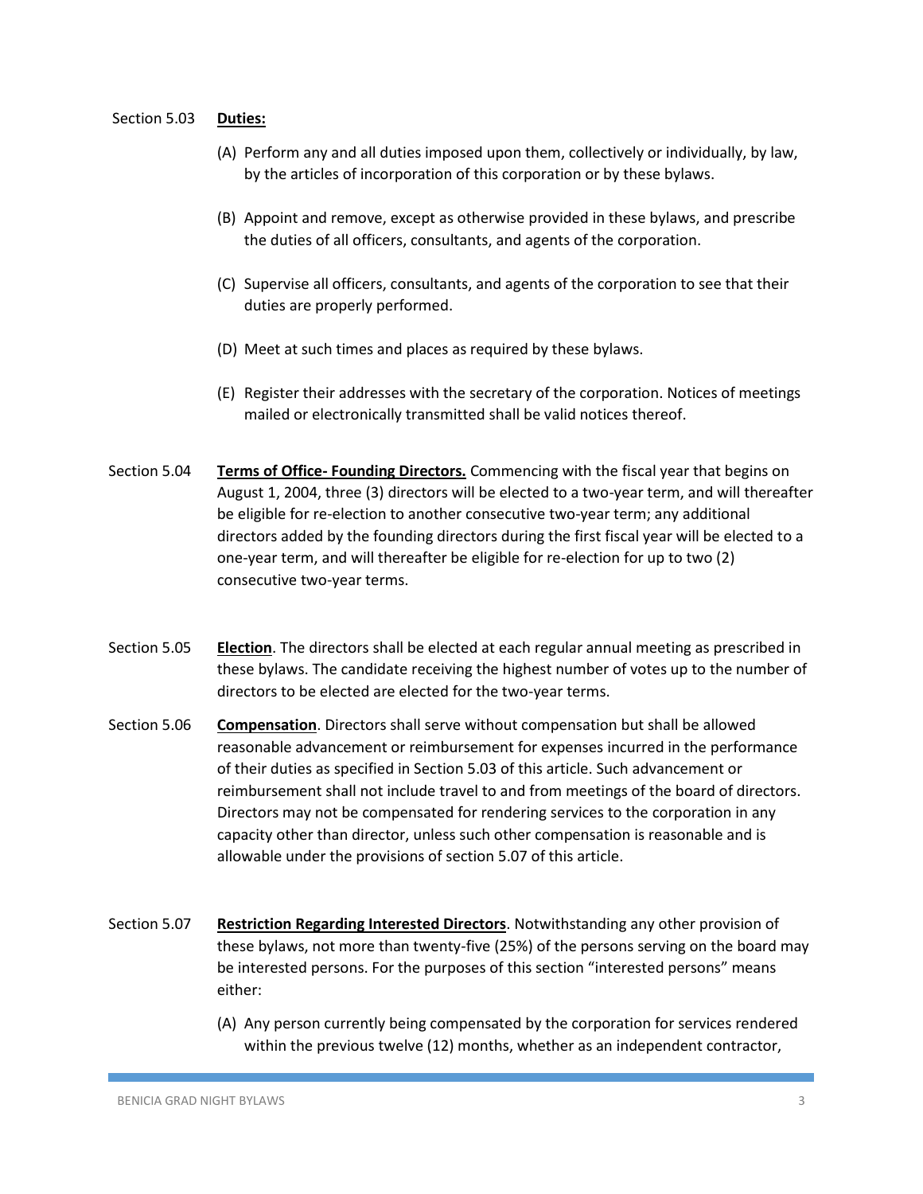Section 5.03 **Duties:**

(A) Perform any and all duties imposed upon them, collectively or individually, by law, by the articles of incorporation of this corporation or by these bylaws.

(B) Appoint and remove, except as otherwise provided in these bylaws, and prescribe the duties of all officers, consultants, and agents of the corporation.

(C) Supervise all officers, consultants, and agents of the corporation to see that their duties are properly performed.

(D) Meet at such times and places as required by these bylaws.

(E) Register their addresses with the secretary of the corporation. Notices of meetings mailed or electronically transmitted shall be valid notices thereof.

Section 5.04 **Terms of Office- Founding Directors.** Commencing with the fiscal year that begins on August 1, 2004, three (3) directors will be elected to a two-year term, and will thereafter be eligible for re-election to another consecutive two-year term; any additional directors added by the founding directors during the first fiscal year will be elected to a one-year term, and will thereafter be eligible for re-election for up to two (2) consecutive two-year terms.

Section 5.05 **Election**. The directors shall be elected at each regular annual meeting as prescribed in these bylaws. The candidate receiving the highest number of votes up to the number of directors to be elected are elected for the two-year terms.

Section 5.06 **Compensation**. Directors shall serve without compensation but shall be allowed reasonable advancement or reimbursement for expenses incurred in the performance of their duties as specified in Section 5.03 of this article. Such advancement or reimbursement shall not include travel to and from meetings of the board of directors. Directors may not be compensated for rendering services to the corporation in any capacity other than director, unless such other compensation is reasonable and is allowable under the provisions of section 5.07 of this article.

Section 5.07 **Restriction Regarding Interested Directors**. Notwithstanding any other provision of these bylaws, not more than twenty-five (25%) of the persons serving on the board may be interested persons. For the purposes of this section "interested persons" means either:

(A) Any person currently being compensated by the corporation for services rendered within the previous twelve (12) months, whether as an independent contractor,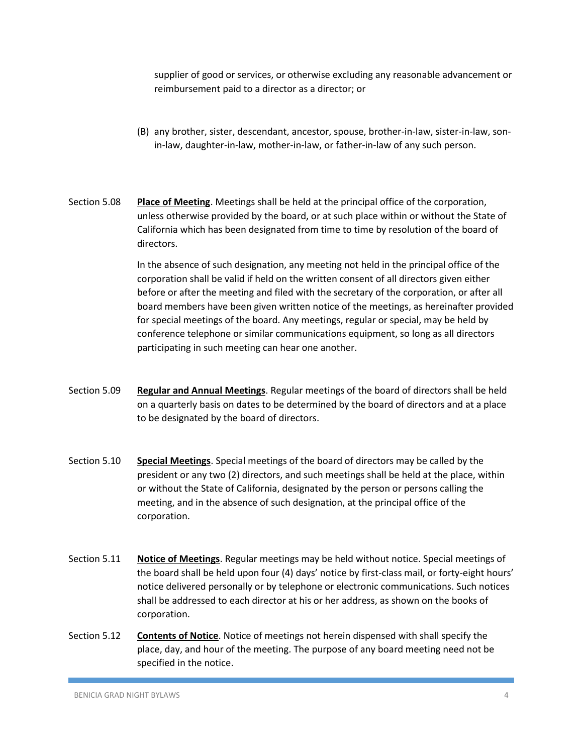supplier of good or services, or otherwise excluding any reasonable advancement or reimbursement paid to a director as a director; or

(B) any brother, sister, descendant, ancestor, spouse, brother-in-law, sister-in-law, son-in-law, daughter-in-law, mother-in-law, or father-in-law of any such person.

Section 5.08 **Place of Meeting**. Meetings shall be held at the principal office of the corporation, unless otherwise provided by the board, or at such place within or without the State of California which has been designated from time to time by resolution of the board of directors.

In the absence of such designation, any meeting not held in the principal office of the corporation shall be valid if held on the written consent of all directors given either before or after the meeting and filed with the secretary of the corporation, or after all board members have been given written notice of the meetings, as hereinafter provided for special meetings of the board. Any meetings, regular or special, may be held by conference telephone or similar communications equipment, so long as all directors participating in such meeting can hear one another.

Section 5.09 **Regular and Annual Meetings**. Regular meetings of the board of directors shall be held on a quarterly basis on dates to be determined by the board of directors and at a place to be designated by the board of directors.

Section 5.10 **Special Meetings**. Special meetings of the board of directors may be called by the president or any two (2) directors, and such meetings shall be held at the place, within or without the State of California, designated by the person or persons calling the meeting, and in the absence of such designation, at the principal office of the corporation.

Section 5.11 **Notice of Meetings**. Regular meetings may be held without notice. Special meetings of the board shall be held upon four (4) days' notice by first-class mail, or forty-eight hours' notice delivered personally or by telephone or electronic communications. Such notices shall be addressed to each director at his or her address, as shown on the books of corporation.

Section 5.12 **Contents of Notice**. Notice of meetings not herein dispensed with shall specify the place, day, and hour of the meeting. The purpose of any board meeting need not be specified in the notice.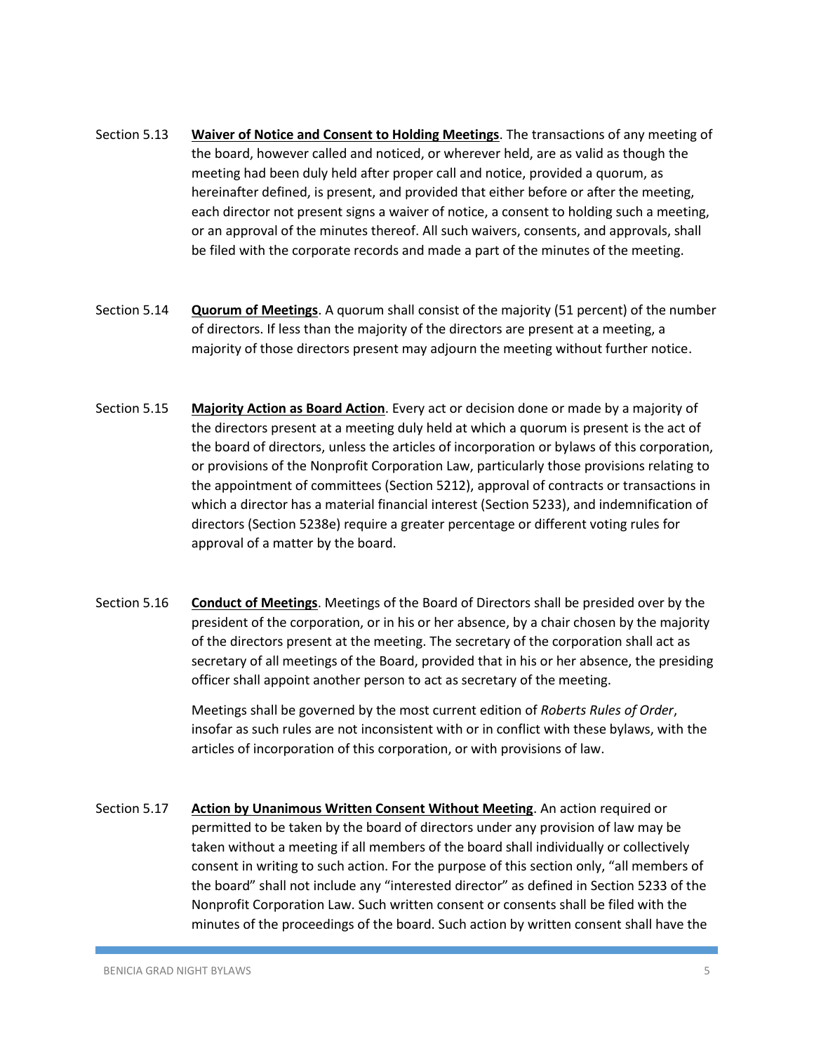Section 5.13 **Waiver of Notice and Consent to Holding Meetings**. The transactions of any meeting of the board, however called and noticed, or wherever held, are as valid as though the meeting had been duly held after proper call and notice, provided a quorum, as hereinafter defined, is present, and provided that either before or after the meeting, each director not present signs a waiver of notice, a consent to holding such a meeting, or an approval of the minutes thereof. All such waivers, consents, and approvals, shall be filed with the corporate records and made a part of the minutes of the meeting.

Section 5.14 **Quorum of Meetings**. A quorum shall consist of the majority (51 percent) of the number of directors. If less than the majority of the directors are present at a meeting, a majority of those directors present may adjourn the meeting without further notice.

Section 5.15 **Majority Action as Board Action**. Every act or decision done or made by a majority of the directors present at a meeting duly held at which a quorum is present is the act of the board of directors, unless the articles of incorporation or bylaws of this corporation, or provisions of the Nonprofit Corporation Law, particularly those provisions relating to the appointment of committees (Section 5212), approval of contracts or transactions in which a director has a material financial interest (Section 5233), and indemnification of directors (Section 5238e) require a greater percentage or different voting rules for approval of a matter by the board.

Section 5.16 **Conduct of Meetings**. Meetings of the Board of Directors shall be presided over by the president of the corporation, or in his or her absence, by a chair chosen by the majority of the directors present at the meeting. The secretary of the corporation shall act as secretary of all meetings of the Board, provided that in his or her absence, the presiding officer shall appoint another person to act as secretary of the meeting.

Meetings shall be governed by the most current edition of *Roberts Rules of Order*, insofar as such rules are not inconsistent with or in conflict with these bylaws, with the articles of incorporation of this corporation, or with provisions of law.

Section 5.17 **Action by Unanimous Written Consent Without Meeting**. An action required or permitted to be taken by the board of directors under any provision of law may be taken without a meeting if all members of the board shall individually or collectively consent in writing to such action. For the purpose of this section only, "all members of the board" shall not include any "interested director" as defined in Section 5233 of the Nonprofit Corporation Law. Such written consent or consents shall be filed with the minutes of the proceedings of the board. Such action by written consent shall have the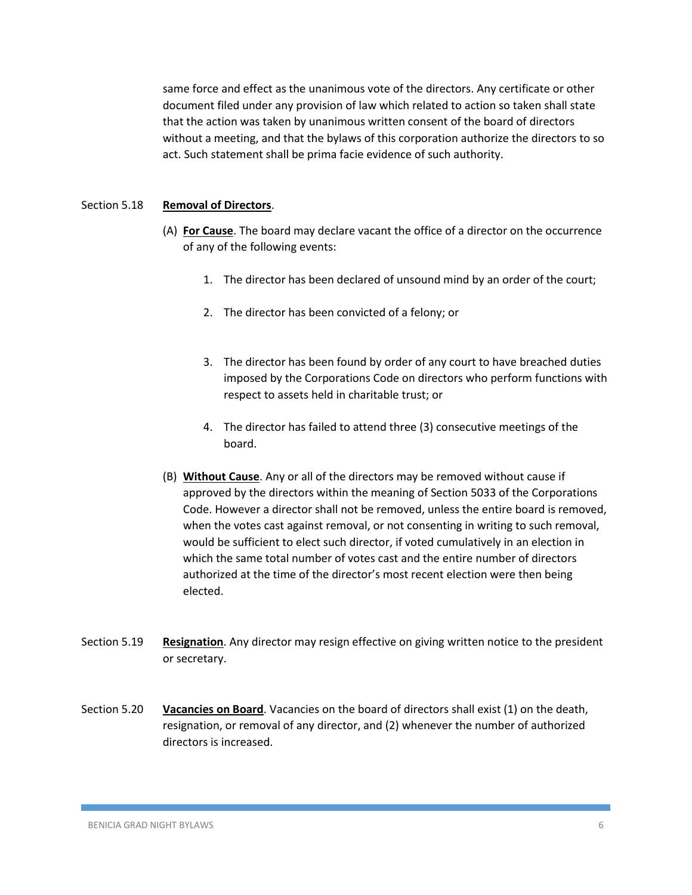same force and effect as the unanimous vote of the directors. Any certificate or other document filed under any provision of law which related to action so taken shall state that the action was taken by unanimous written consent of the board of directors without a meeting, and that the bylaws of this corporation authorize the directors to so act. Such statement shall be prima facie evidence of such authority.

Section 5.18 **Removal of Directors**.

(A) **For Cause**. The board may declare vacant the office of a director on the occurrence of any of the following events:

1. The director has been declared of unsound mind by an order of the court;

2. The director has been convicted of a felony; or

3. The director has been found by order of any court to have breached duties imposed by the Corporations Code on directors who perform functions with respect to assets held in charitable trust; or

4. The director has failed to attend three (3) consecutive meetings of the board.

(B) **Without Cause**. Any or all of the directors may be removed without cause if approved by the directors within the meaning of Section 5033 of the Corporations Code. However a director shall not be removed, unless the entire board is removed, when the votes cast against removal, or not consenting in writing to such removal, would be sufficient to elect such director, if voted cumulatively in an election in which the same total number of votes cast and the entire number of directors authorized at the time of the director's most recent election were then being elected.

Section 5.19 **Resignation**. Any director may resign effective on giving written notice to the president or secretary.

Section 5.20 **Vacancies on Board**. Vacancies on the board of directors shall exist (1) on the death, resignation, or removal of any director, and (2) whenever the number of authorized directors is increased.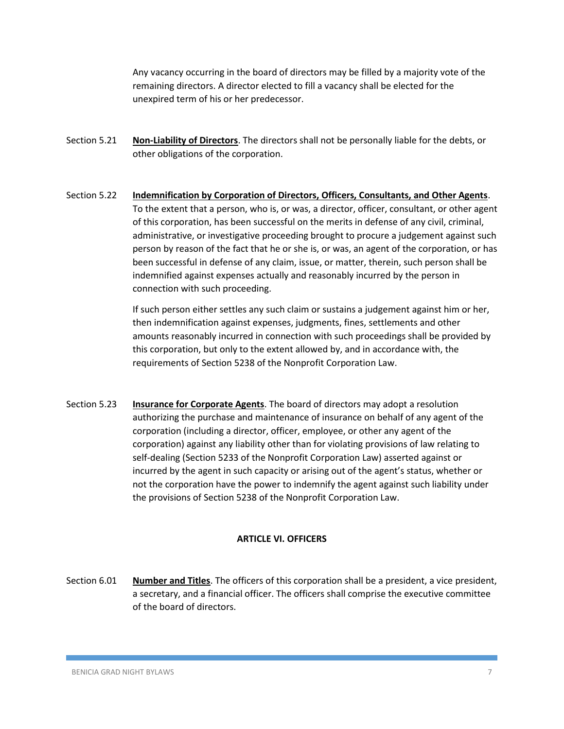Any vacancy occurring in the board of directors may be filled by a majority vote of the remaining directors. A director elected to fill a vacancy shall be elected for the unexpired term of his or her predecessor.

Section 5.21 **Non-Liability of Directors**. The directors shall not be personally liable for the debts, or other obligations of the corporation.

Section 5.22 **Indemnification by Corporation of Directors, Officers, Consultants, and Other Agents**. To the extent that a person, who is, or was, a director, officer, consultant, or other agent of this corporation, has been successful on the merits in defense of any civil, criminal, administrative, or investigative proceeding brought to procure a judgement against such person by reason of the fact that he or she is, or was, an agent of the corporation, or has been successful in defense of any claim, issue, or matter, therein, such person shall be indemnified against expenses actually and reasonably incurred by the person in connection with such proceeding.

If such person either settles any such claim or sustains a judgement against him or her, then indemnification against expenses, judgments, fines, settlements and other amounts reasonably incurred in connection with such proceedings shall be provided by this corporation, but only to the extent allowed by, and in accordance with, the requirements of Section 5238 of the Nonprofit Corporation Law.

Section 5.23 **Insurance for Corporate Agents**. The board of directors may adopt a resolution authorizing the purchase and maintenance of insurance on behalf of any agent of the corporation (including a director, officer, employee, or other any agent of the corporation) against any liability other than for violating provisions of law relating to self-dealing (Section 5233 of the Nonprofit Corporation Law) asserted against or incurred by the agent in such capacity or arising out of the agent's status, whether or not the corporation have the power to indemnify the agent against such liability under the provisions of Section 5238 of the Nonprofit Corporation Law.

## ARTICLE VI. OFFICERS

Section 6.01 **Number and Titles**. The officers of this corporation shall be a president, a vice president, a secretary, and a financial officer. The officers shall comprise the executive committee of the board of directors.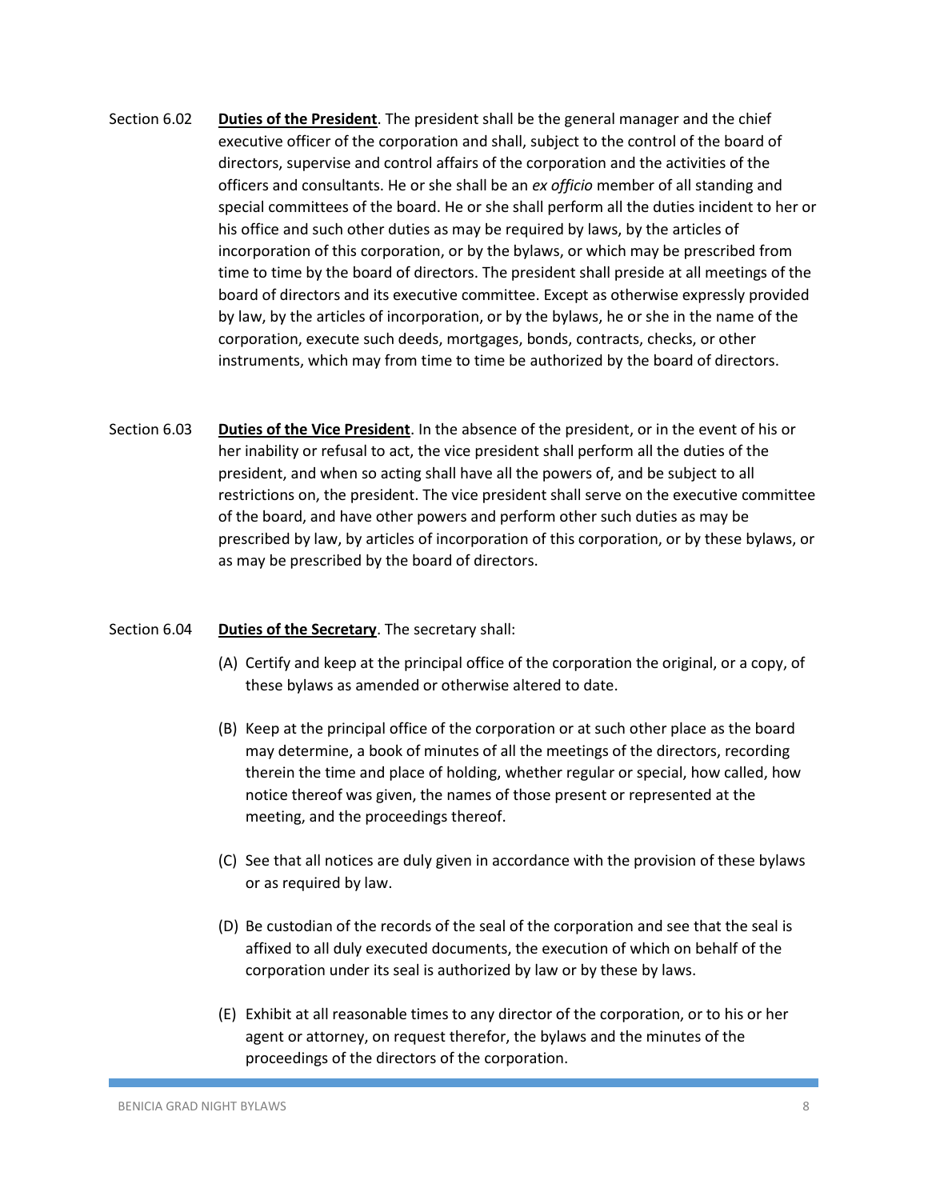Section 6.02 **<u>Duties of the President</u>**. The president shall be the general manager and the chief executive officer of the corporation and shall, subject to the control of the board of directors, supervise and control affairs of the corporation and the activities of the officers and consultants. He or she shall be an *ex officio* member of all standing and special committees of the board. He or she shall perform all the duties incident to her or his office and such other duties as may be required by laws, by the articles of incorporation of this corporation, or by the bylaws, or which may be prescribed from time to time by the board of directors. The president shall preside at all meetings of the board of directors and its executive committee. Except as otherwise expressly provided by law, by the articles of incorporation, or by the bylaws, he or she in the name of the corporation, execute such deeds, mortgages, bonds, contracts, checks, or other instruments, which may from time to time be authorized by the board of directors.

Section 6.03 **<u>Duties of the Vice President</u>**. In the absence of the president, or in the event of his or her inability or refusal to act, the vice president shall perform all the duties of the president, and when so acting shall have all the powers of, and be subject to all restrictions on, the president. The vice president shall serve on the executive committee of the board, and have other powers and perform other such duties as may be prescribed by law, by articles of incorporation of this corporation, or by these bylaws, or as may be prescribed by the board of directors.

Section 6.04 **<u>Duties of the Secretary</u>**. The secretary shall:

(A) Certify and keep at the principal office of the corporation the original, or a copy, of these bylaws as amended or otherwise altered to date.

(B) Keep at the principal office of the corporation or at such other place as the board may determine, a book of minutes of all the meetings of the directors, recording therein the time and place of holding, whether regular or special, how called, how notice thereof was given, the names of those present or represented at the meeting, and the proceedings thereof.

(C) See that all notices are duly given in accordance with the provision of these bylaws or as required by law.

(D) Be custodian of the records of the seal of the corporation and see that the seal is affixed to all duly executed documents, the execution of which on behalf of the corporation under its seal is authorized by law or by these by laws.

(E) Exhibit at all reasonable times to any director of the corporation, or to his or her agent or attorney, on request therefor, the bylaws and the minutes of the proceedings of the directors of the corporation.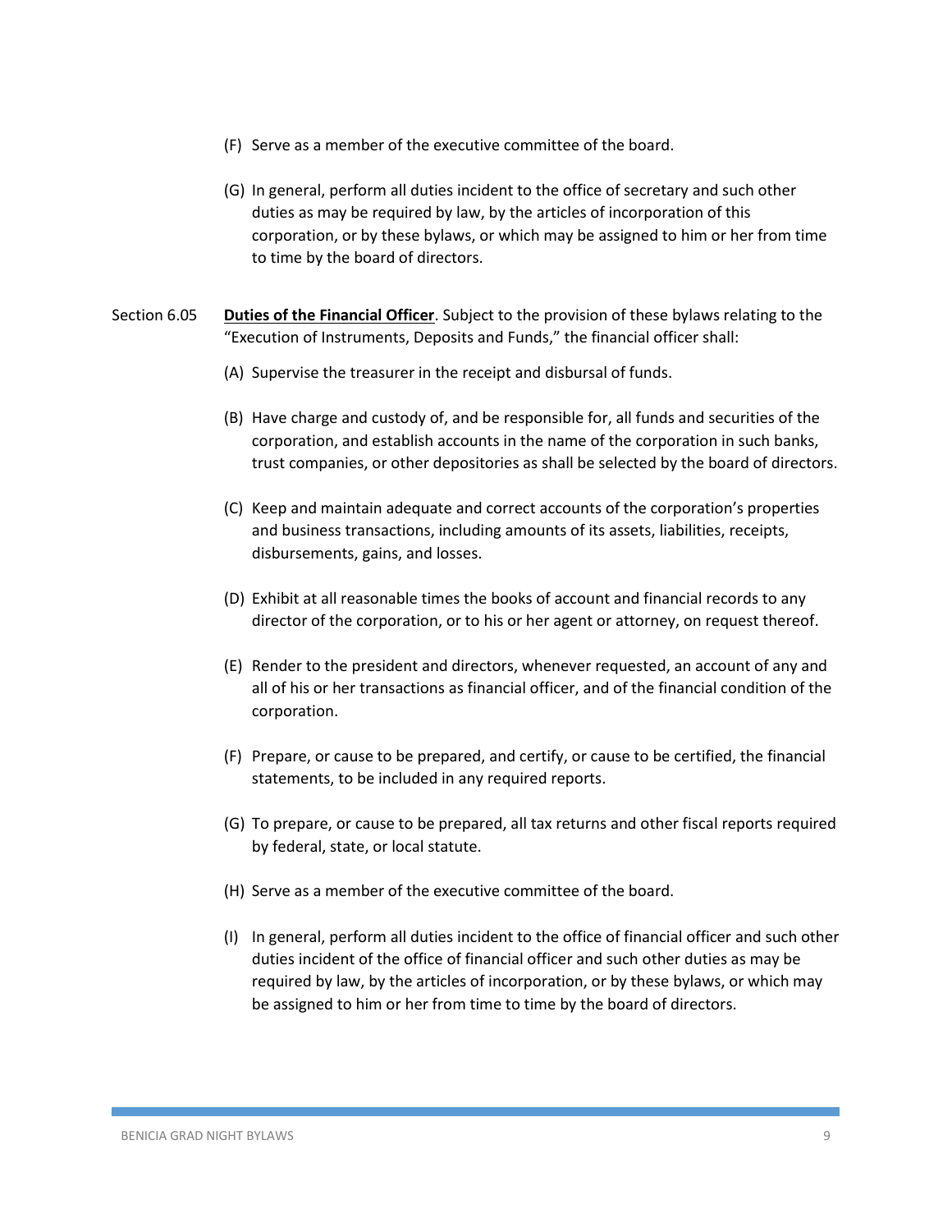(F) Serve as a member of the executive committee of the board.

(G) In general, perform all duties incident to the office of secretary and such other duties as may be required by law, by the articles of incorporation of this corporation, or by these bylaws, or which may be assigned to him or her from time to time by the board of directors.

Section 6.05 **Duties of the Financial Officer**. Subject to the provision of these bylaws relating to the "Execution of Instruments, Deposits and Funds," the financial officer shall:

(A) Supervise the treasurer in the receipt and disbursal of funds.

(B) Have charge and custody of, and be responsible for, all funds and securities of the corporation, and establish accounts in the name of the corporation in such banks, trust companies, or other depositories as shall be selected by the board of directors.

(C) Keep and maintain adequate and correct accounts of the corporation's properties and business transactions, including amounts of its assets, liabilities, receipts, disbursements, gains, and losses.

(D) Exhibit at all reasonable times the books of account and financial records to any director of the corporation, or to his or her agent or attorney, on request thereof.

(E) Render to the president and directors, whenever requested, an account of any and all of his or her transactions as financial officer, and of the financial condition of the corporation.

(F) Prepare, or cause to be prepared, and certify, or cause to be certified, the financial statements, to be included in any required reports.

(G) To prepare, or cause to be prepared, all tax returns and other fiscal reports required by federal, state, or local statute.

(H) Serve as a member of the executive committee of the board.

(I) In general, perform all duties incident to the office of financial officer and such other duties incident of the office of financial officer and such other duties as may be required by law, by the articles of incorporation, or by these bylaws, or which may be assigned to him or her from time to time by the board of directors.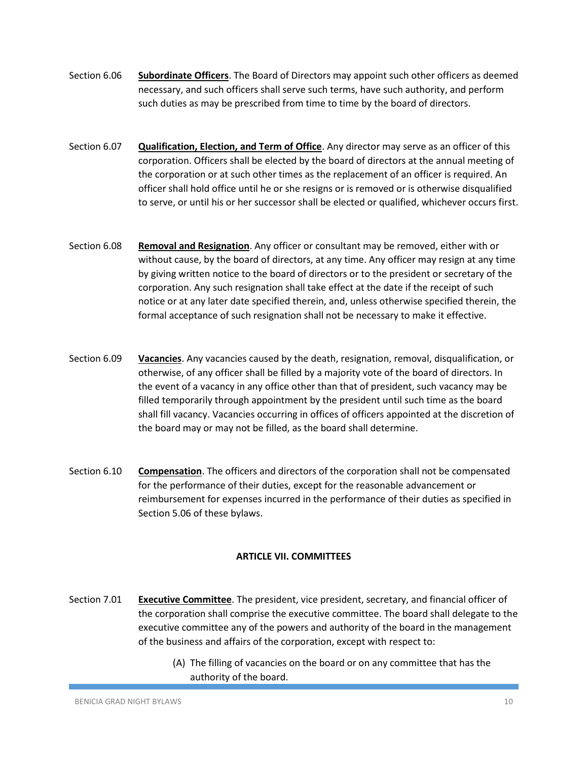Section 6.06 **Subordinate Officers**. The Board of Directors may appoint such other officers as deemed necessary, and such officers shall serve such terms, have such authority, and perform such duties as may be prescribed from time to time by the board of directors.

Section 6.07 **Qualification, Election, and Term of Office**. Any director may serve as an officer of this corporation. Officers shall be elected by the board of directors at the annual meeting of the corporation or at such other times as the replacement of an officer is required. An officer shall hold office until he or she resigns or is removed or is otherwise disqualified to serve, or until his or her successor shall be elected or qualified, whichever occurs first.

Section 6.08 **Removal and Resignation**. Any officer or consultant may be removed, either with or without cause, by the board of directors, at any time. Any officer may resign at any time by giving written notice to the board of directors or to the president or secretary of the corporation. Any such resignation shall take effect at the date if the receipt of such notice or at any later date specified therein, and, unless otherwise specified therein, the formal acceptance of such resignation shall not be necessary to make it effective.

Section 6.09 **Vacancies**. Any vacancies caused by the death, resignation, removal, disqualification, or otherwise, of any officer shall be filled by a majority vote of the board of directors. In the event of a vacancy in any office other than that of president, such vacancy may be filled temporarily through appointment by the president until such time as the board shall fill vacancy. Vacancies occurring in offices of officers appointed at the discretion of the board may or may not be filled, as the board shall determine.

Section 6.10 **Compensation**. The officers and directors of the corporation shall not be compensated for the performance of their duties, except for the reasonable advancement or reimbursement for expenses incurred in the performance of their duties as specified in Section 5.06 of these bylaws.

## ARTICLE VII. COMMITTEES

Section 7.01 **Executive Committee**. The president, vice president, secretary, and financial officer of the corporation shall comprise the executive committee. The board shall delegate to the executive committee any of the powers and authority of the board in the management of the business and affairs of the corporation, except with respect to:

(A) The filling of vacancies on the board or on any committee that has the authority of the board.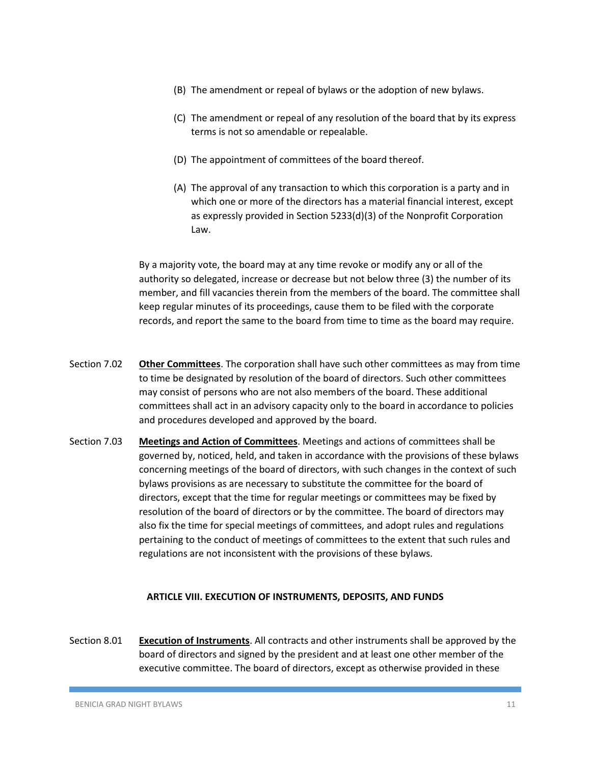(B) The amendment or repeal of bylaws or the adoption of new bylaws.

(C) The amendment or repeal of any resolution of the board that by its express terms is not so amendable or repealable.

(D) The appointment of committees of the board thereof.

(A) The approval of any transaction to which this corporation is a party and in which one or more of the directors has a material financial interest, except as expressly provided in Section 5233(d)(3) of the Nonprofit Corporation Law.

By a majority vote, the board may at any time revoke or modify any or all of the authority so delegated, increase or decrease but not below three (3) the number of its member, and fill vacancies therein from the members of the board. The committee shall keep regular minutes of its proceedings, cause them to be filed with the corporate records, and report the same to the board from time to time as the board may require.

Section 7.02 **Other Committees**. The corporation shall have such other committees as may from time to time be designated by resolution of the board of directors. Such other committees may consist of persons who are not also members of the board. These additional committees shall act in an advisory capacity only to the board in accordance to policies and procedures developed and approved by the board.

Section 7.03 **Meetings and Action of Committees**. Meetings and actions of committees shall be governed by, noticed, held, and taken in accordance with the provisions of these bylaws concerning meetings of the board of directors, with such changes in the context of such bylaws provisions as are necessary to substitute the committee for the board of directors, except that the time for regular meetings or committees may be fixed by resolution of the board of directors or by the committee. The board of directors may also fix the time for special meetings of committees, and adopt rules and regulations pertaining to the conduct of meetings of committees to the extent that such rules and regulations are not inconsistent with the provisions of these bylaws.

## ARTICLE VIII. EXECUTION OF INSTRUMENTS, DEPOSITS, AND FUNDS

Section 8.01 **Execution of Instruments**. All contracts and other instruments shall be approved by the board of directors and signed by the president and at least one other member of the executive committee. The board of directors, except as otherwise provided in these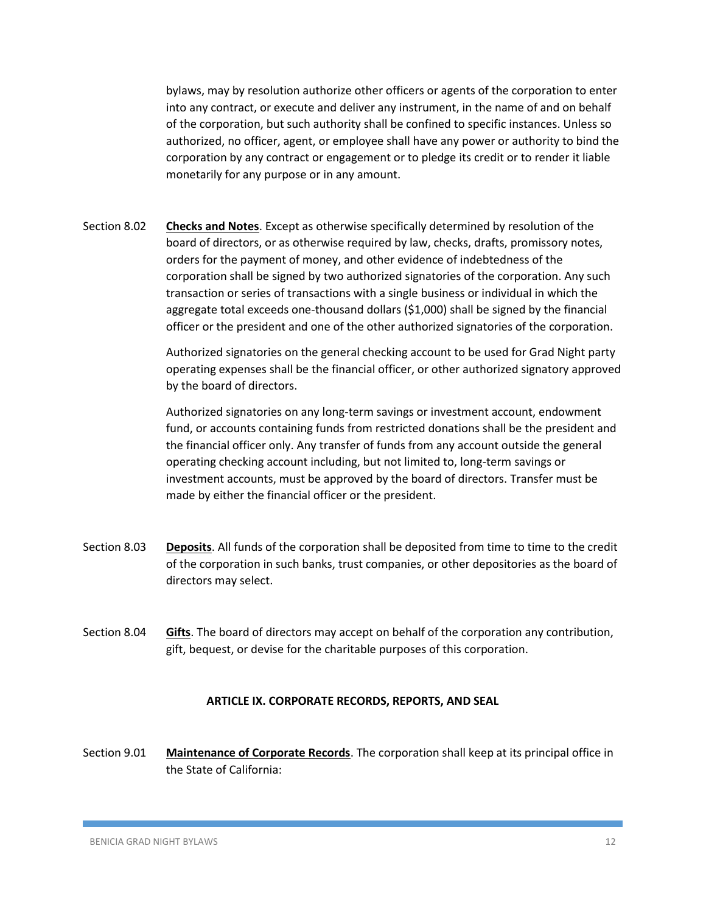bylaws, may by resolution authorize other officers or agents of the corporation to enter into any contract, or execute and deliver any instrument, in the name of and on behalf of the corporation, but such authority shall be confined to specific instances. Unless so authorized, no officer, agent, or employee shall have any power or authority to bind the corporation by any contract or engagement or to pledge its credit or to render it liable monetarily for any purpose or in any amount.

Section 8.02 **Checks and Notes**. Except as otherwise specifically determined by resolution of the board of directors, or as otherwise required by law, checks, drafts, promissory notes, orders for the payment of money, and other evidence of indebtedness of the corporation shall be signed by two authorized signatories of the corporation. Any such transaction or series of transactions with a single business or individual in which the aggregate total exceeds one-thousand dollars ($1,000) shall be signed by the financial officer or the president and one of the other authorized signatories of the corporation.

Authorized signatories on the general checking account to be used for Grad Night party operating expenses shall be the financial officer, or other authorized signatory approved by the board of directors.

Authorized signatories on any long-term savings or investment account, endowment fund, or accounts containing funds from restricted donations shall be the president and the financial officer only. Any transfer of funds from any account outside the general operating checking account including, but not limited to, long-term savings or investment accounts, must be approved by the board of directors. Transfer must be made by either the financial officer or the president.

Section 8.03 **Deposits**. All funds of the corporation shall be deposited from time to time to the credit of the corporation in such banks, trust companies, or other depositories as the board of directors may select.

Section 8.04 **Gifts**. The board of directors may accept on behalf of the corporation any contribution, gift, bequest, or devise for the charitable purposes of this corporation.

## ARTICLE IX. CORPORATE RECORDS, REPORTS, AND SEAL

Section 9.01 **Maintenance of Corporate Records**. The corporation shall keep at its principal office in the State of California: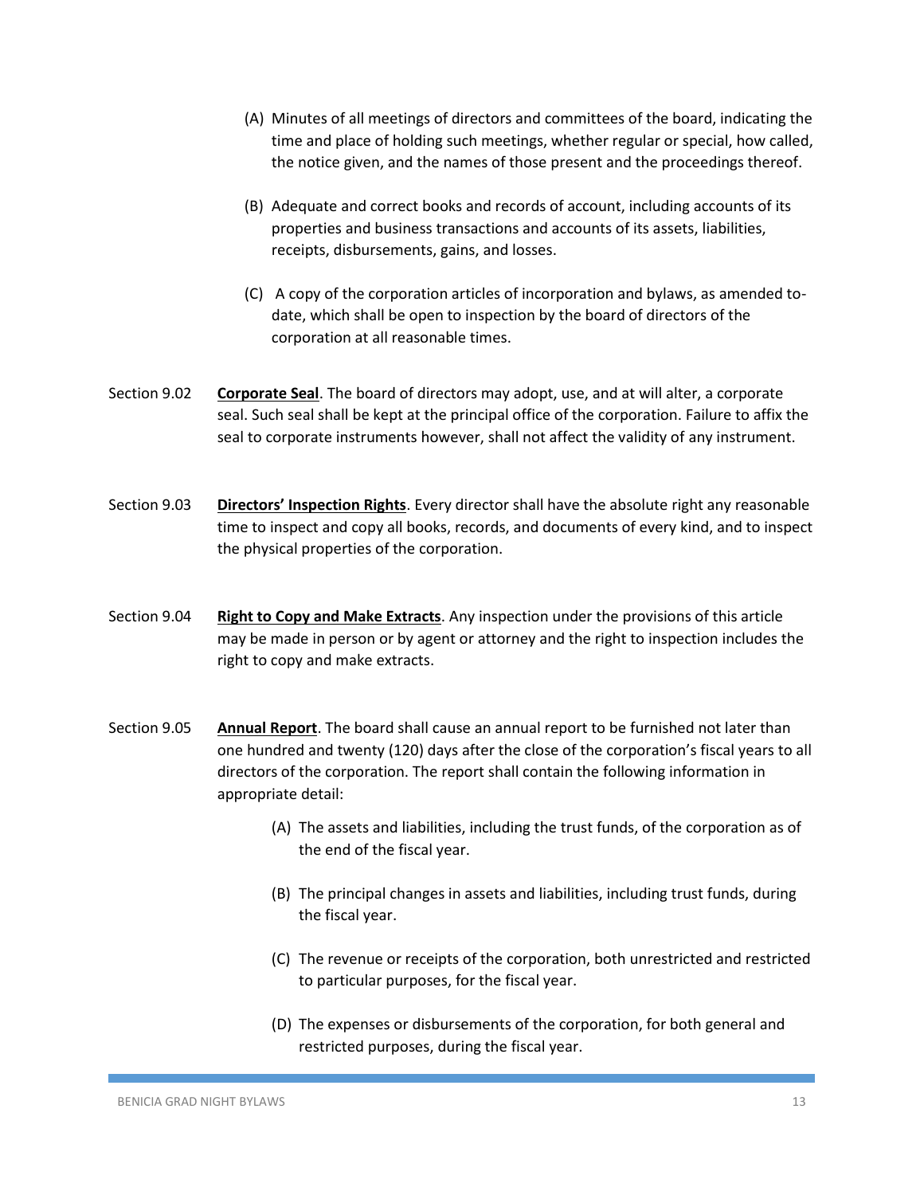(A) Minutes of all meetings of directors and committees of the board, indicating the time and place of holding such meetings, whether regular or special, how called, the notice given, and the names of those present and the proceedings thereof.

(B) Adequate and correct books and records of account, including accounts of its properties and business transactions and accounts of its assets, liabilities, receipts, disbursements, gains, and losses.

(C) A copy of the corporation articles of incorporation and bylaws, as amended to-date, which shall be open to inspection by the board of directors of the corporation at all reasonable times.

Section 9.02 **Corporate Seal**. The board of directors may adopt, use, and at will alter, a corporate seal. Such seal shall be kept at the principal office of the corporation. Failure to affix the seal to corporate instruments however, shall not affect the validity of any instrument.

Section 9.03 **Directors' Inspection Rights**. Every director shall have the absolute right any reasonable time to inspect and copy all books, records, and documents of every kind, and to inspect the physical properties of the corporation.

Section 9.04 **Right to Copy and Make Extracts**. Any inspection under the provisions of this article may be made in person or by agent or attorney and the right to inspection includes the right to copy and make extracts.

Section 9.05 **Annual Report**. The board shall cause an annual report to be furnished not later than one hundred and twenty (120) days after the close of the corporation's fiscal years to all directors of the corporation. The report shall contain the following information in appropriate detail:

(A) The assets and liabilities, including the trust funds, of the corporation as of the end of the fiscal year.

(B) The principal changes in assets and liabilities, including trust funds, during the fiscal year.

(C) The revenue or receipts of the corporation, both unrestricted and restricted to particular purposes, for the fiscal year.

(D) The expenses or disbursements of the corporation, for both general and restricted purposes, during the fiscal year.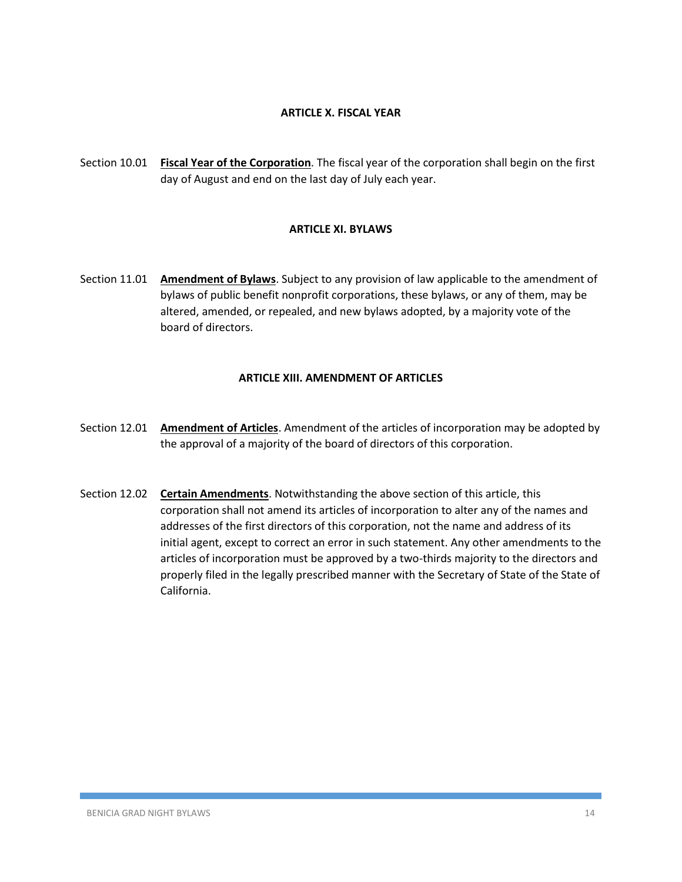## ARTICLE X. FISCAL YEAR

Section 10.01 **Fiscal Year of the Corporation**. The fiscal year of the corporation shall begin on the first day of August and end on the last day of July each year.

## ARTICLE XI. BYLAWS

Section 11.01 **Amendment of Bylaws**. Subject to any provision of law applicable to the amendment of bylaws of public benefit nonprofit corporations, these bylaws, or any of them, may be altered, amended, or repealed, and new bylaws adopted, by a majority vote of the board of directors.

## ARTICLE XIII. AMENDMENT OF ARTICLES

Section 12.01 **Amendment of Articles**. Amendment of the articles of incorporation may be adopted by the approval of a majority of the board of directors of this corporation.

Section 12.02 **Certain Amendments**. Notwithstanding the above section of this article, this corporation shall not amend its articles of incorporation to alter any of the names and addresses of the first directors of this corporation, not the name and address of its initial agent, except to correct an error in such statement. Any other amendments to the articles of incorporation must be approved by a two-thirds majority to the directors and properly filed in the legally prescribed manner with the Secretary of State of the State of California.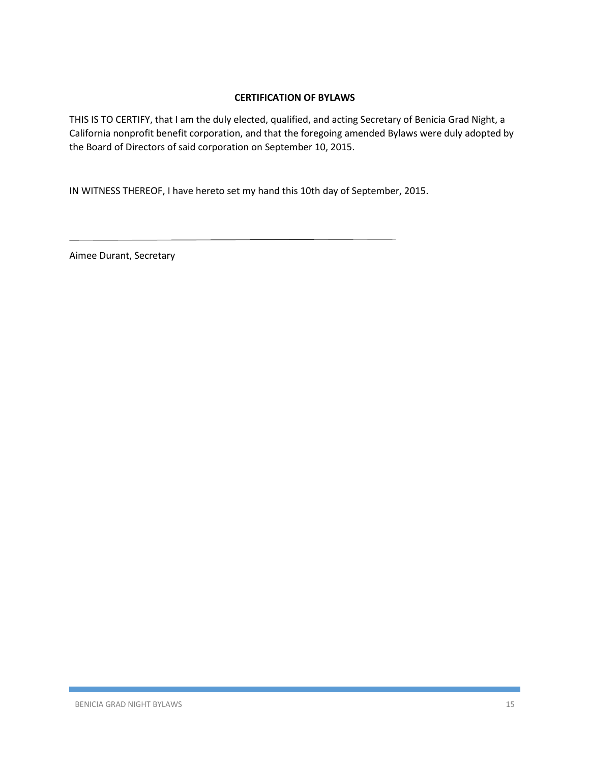## CERTIFICATION OF BYLAWS

THIS IS TO CERTIFY, that I am the duly elected, qualified, and acting Secretary of Benicia Grad Night, a California nonprofit benefit corporation, and that the foregoing amended Bylaws were duly adopted by the Board of Directors of said corporation on September 10, 2015.

IN WITNESS THEREOF, I have hereto set my hand this 10th day of September, 2015.

\_\_\_\_\_\_\_\_\_\_\_\_\_\_\_\_\_\_\_\_\_\_\_\_\_\_\_\_\_\_\_\_\_\_\_\_\_\_\_\_

Aimee Durant, Secretary